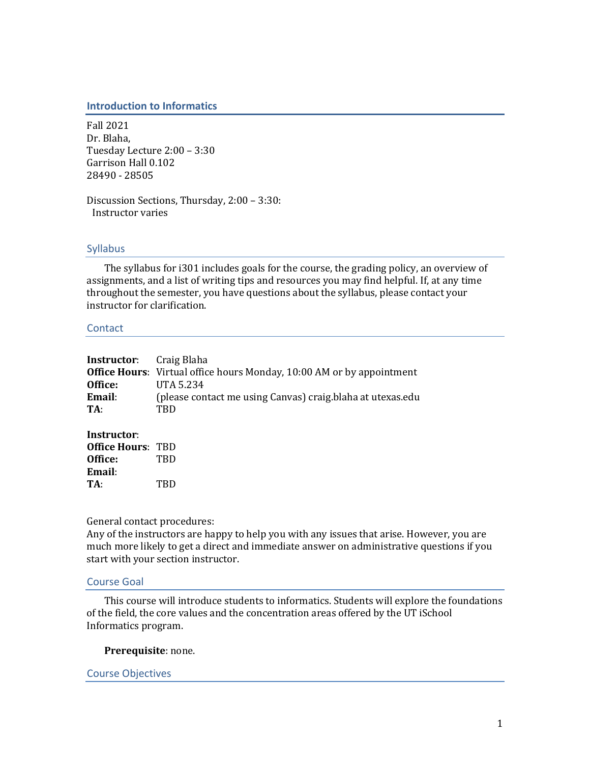## Introduction to Informatics

Fall 2021
Dr. Blaha,
Tuesday Lecture 2:00 – 3:30
Garrison Hall 0.102
28490 - 28505

Discussion Sections, Thursday, 2:00 – 3:30:
Instructor varies

### Syllabus

The syllabus for i301 includes goals for the course, the grading policy, an overview of assignments, and a list of writing tips and resources you may find helpful. If, at any time throughout the semester, you have questions about the syllabus, please contact your instructor for clarification.

### Contact

**Instructor**: Craig Blaha
**Office Hours**: Virtual office hours Monday, 10:00 AM or by appointment
**Office:** UTA 5.234
**Email**: (please contact me using Canvas) craig.blaha at utexas.edu
**TA**: TBD

**Instructor**:
**Office Hours**: TBD
**Office:** TBD
**Email**:
**TA**: TBD

General contact procedures:
Any of the instructors are happy to help you with any issues that arise. However, you are much more likely to get a direct and immediate answer on administrative questions if you start with your section instructor.

### Course Goal

This course will introduce students to informatics. Students will explore the foundations of the field, the core values and the concentration areas offered by the UT iSchool Informatics program.

**Prerequisite**: none.

### Course Objectives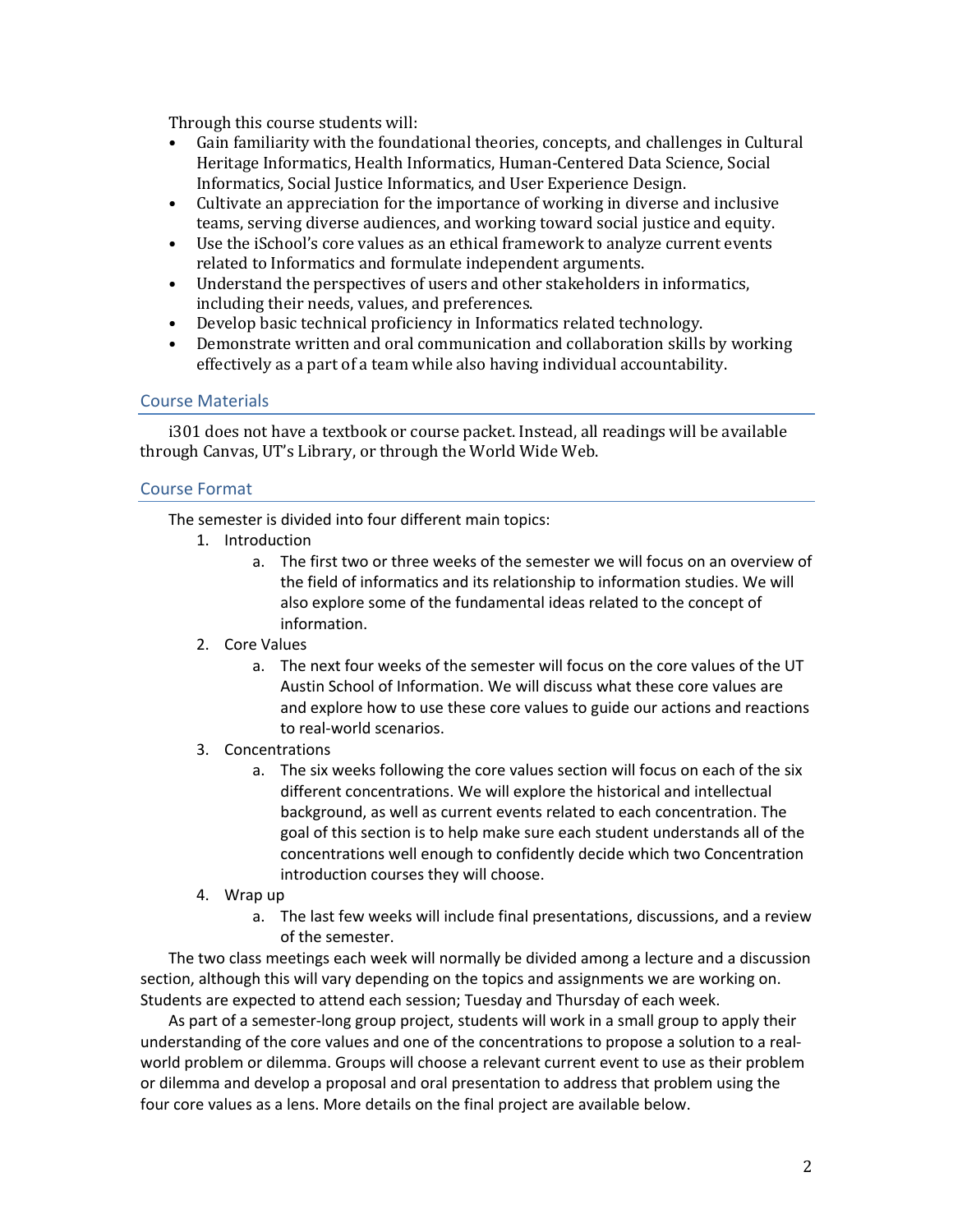Through this course students will:

- Gain familiarity with the foundational theories, concepts, and challenges in Cultural Heritage Informatics, Health Informatics, Human-Centered Data Science, Social Informatics, Social Justice Informatics, and User Experience Design.
- Cultivate an appreciation for the importance of working in diverse and inclusive teams, serving diverse audiences, and working toward social justice and equity.
- Use the iSchool's core values as an ethical framework to analyze current events related to Informatics and formulate independent arguments.
- Understand the perspectives of users and other stakeholders in informatics, including their needs, values, and preferences.
- Develop basic technical proficiency in Informatics related technology.
- Demonstrate written and oral communication and collaboration skills by working effectively as a part of a team while also having individual accountability.

## Course Materials

i301 does not have a textbook or course packet. Instead, all readings will be available through Canvas, UT's Library, or through the World Wide Web.

## Course Format

The semester is divided into four different main topics:

1. Introduction
   a. The first two or three weeks of the semester we will focus on an overview of the field of informatics and its relationship to information studies. We will also explore some of the fundamental ideas related to the concept of information.
2. Core Values
   a. The next four weeks of the semester will focus on the core values of the UT Austin School of Information. We will discuss what these core values are and explore how to use these core values to guide our actions and reactions to real-world scenarios.
3. Concentrations
   a. The six weeks following the core values section will focus on each of the six different concentrations. We will explore the historical and intellectual background, as well as current events related to each concentration. The goal of this section is to help make sure each student understands all of the concentrations well enough to confidently decide which two Concentration introduction courses they will choose.
4. Wrap up
   a. The last few weeks will include final presentations, discussions, and a review of the semester.

The two class meetings each week will normally be divided among a lecture and a discussion section, although this will vary depending on the topics and assignments we are working on. Students are expected to attend each session; Tuesday and Thursday of each week.

As part of a semester-long group project, students will work in a small group to apply their understanding of the core values and one of the concentrations to propose a solution to a real-world problem or dilemma. Groups will choose a relevant current event to use as their problem or dilemma and develop a proposal and oral presentation to address that problem using the four core values as a lens. More details on the final project are available below.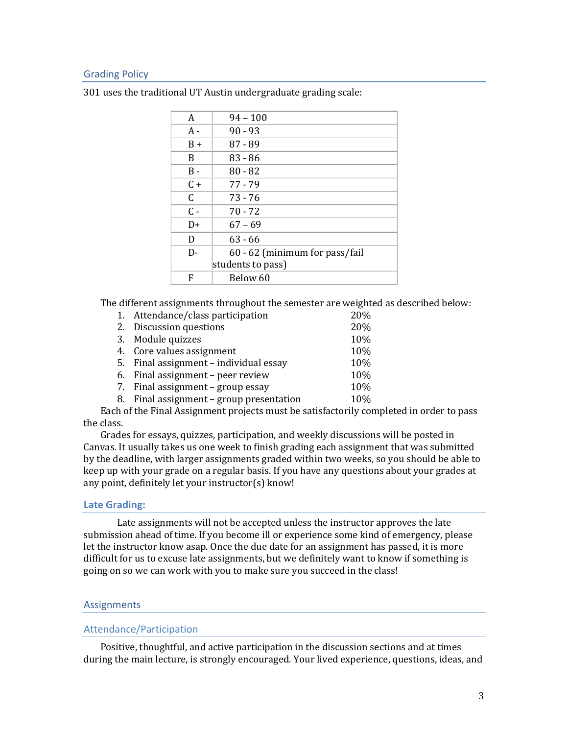## Grading Policy

301 uses the traditional UT Austin undergraduate grading scale:

| | |
|---|---|
| A | 94 – 100 |
| A - | 90 - 93 |
| B + | 87 - 89 |
| B | 83 - 86 |
| B - | 80 - 82 |
| C + | 77 - 79 |
| C | 73 - 76 |
| C - | 70 - 72 |
| D+ | 67 – 69 |
| D | 63 - 66 |
| D- | 60 - 62 (minimum for pass/fail students to pass) |
| F | Below 60 |

The different assignments throughout the semester are weighted as described below:

1. Attendance/class participation 20%
2. Discussion questions 20%
3. Module quizzes 10%
4. Core values assignment 10%
5. Final assignment – individual essay 10%
6. Final assignment – peer review 10%
7. Final assignment – group essay 10%
8. Final assignment – group presentation 10%

Each of the Final Assignment projects must be satisfactorily completed in order to pass the class.

Grades for essays, quizzes, participation, and weekly discussions will be posted in Canvas. It usually takes us one week to finish grading each assignment that was submitted by the deadline, with larger assignments graded within two weeks, so you should be able to keep up with your grade on a regular basis. If you have any questions about your grades at any point, definitely let your instructor(s) know!

## Late Grading:

Late assignments will not be accepted unless the instructor approves the late submission ahead of time. If you become ill or experience some kind of emergency, please let the instructor know asap. Once the due date for an assignment has passed, it is more difficult for us to excuse late assignments, but we definitely want to know if something is going on so we can work with you to make sure you succeed in the class!

## Assignments

### Attendance/Participation

Positive, thoughtful, and active participation in the discussion sections and at times during the main lecture, is strongly encouraged. Your lived experience, questions, ideas, and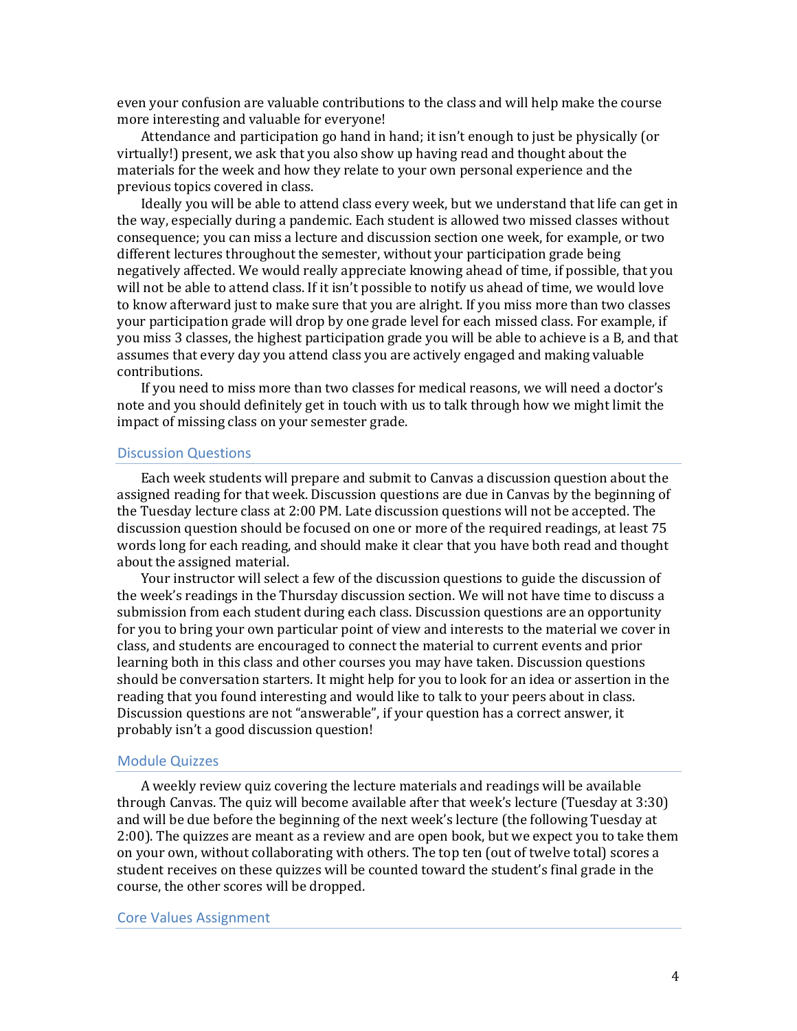even your confusion are valuable contributions to the class and will help make the course more interesting and valuable for everyone!

Attendance and participation go hand in hand; it isn't enough to just be physically (or virtually!) present, we ask that you also show up having read and thought about the materials for the week and how they relate to your own personal experience and the previous topics covered in class.

Ideally you will be able to attend class every week, but we understand that life can get in the way, especially during a pandemic. Each student is allowed two missed classes without consequence; you can miss a lecture and discussion section one week, for example, or two different lectures throughout the semester, without your participation grade being negatively affected. We would really appreciate knowing ahead of time, if possible, that you will not be able to attend class. If it isn't possible to notify us ahead of time, we would love to know afterward just to make sure that you are alright. If you miss more than two classes your participation grade will drop by one grade level for each missed class. For example, if you miss 3 classes, the highest participation grade you will be able to achieve is a B, and that assumes that every day you attend class you are actively engaged and making valuable contributions.

If you need to miss more than two classes for medical reasons, we will need a doctor's note and you should definitely get in touch with us to talk through how we might limit the impact of missing class on your semester grade.

## Discussion Questions

Each week students will prepare and submit to Canvas a discussion question about the assigned reading for that week. Discussion questions are due in Canvas by the beginning of the Tuesday lecture class at 2:00 PM. Late discussion questions will not be accepted. The discussion question should be focused on one or more of the required readings, at least 75 words long for each reading, and should make it clear that you have both read and thought about the assigned material.

Your instructor will select a few of the discussion questions to guide the discussion of the week's readings in the Thursday discussion section. We will not have time to discuss a submission from each student during each class. Discussion questions are an opportunity for you to bring your own particular point of view and interests to the material we cover in class, and students are encouraged to connect the material to current events and prior learning both in this class and other courses you may have taken. Discussion questions should be conversation starters. It might help for you to look for an idea or assertion in the reading that you found interesting and would like to talk to your peers about in class. Discussion questions are not "answerable", if your question has a correct answer, it probably isn't a good discussion question!

## Module Quizzes

A weekly review quiz covering the lecture materials and readings will be available through Canvas. The quiz will become available after that week's lecture (Tuesday at 3:30) and will be due before the beginning of the next week's lecture (the following Tuesday at 2:00). The quizzes are meant as a review and are open book, but we expect you to take them on your own, without collaborating with others. The top ten (out of twelve total) scores a student receives on these quizzes will be counted toward the student's final grade in the course, the other scores will be dropped.

## Core Values Assignment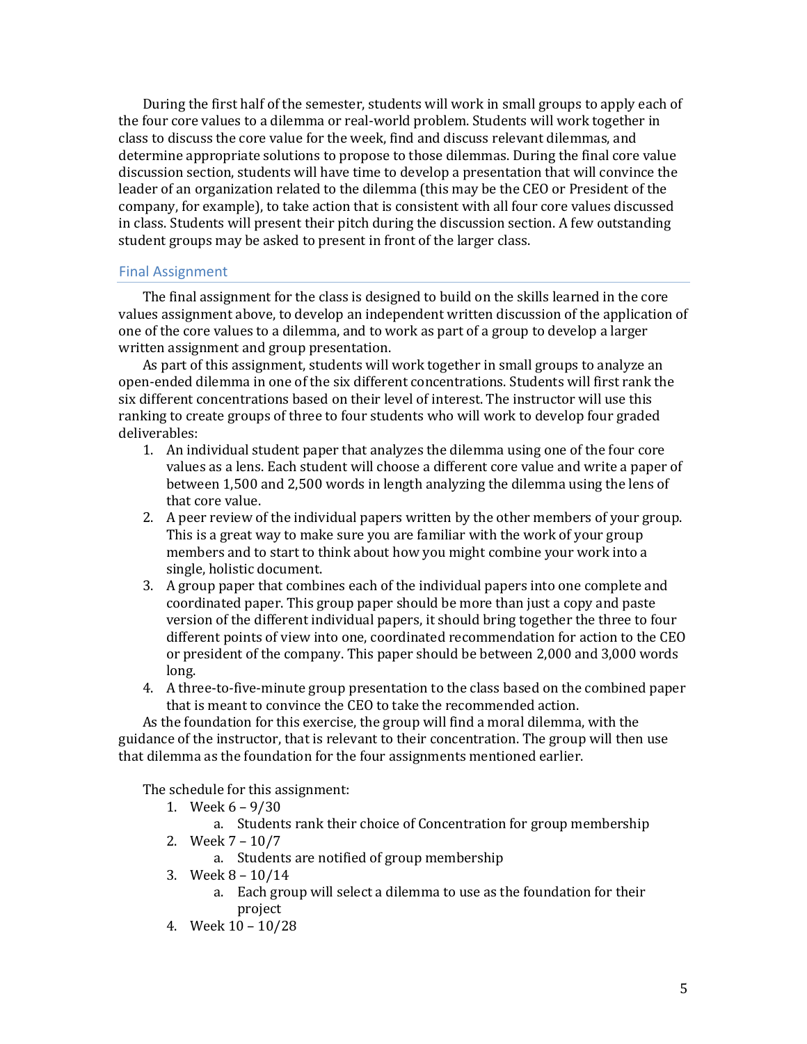During the first half of the semester, students will work in small groups to apply each of the four core values to a dilemma or real-world problem. Students will work together in class to discuss the core value for the week, find and discuss relevant dilemmas, and determine appropriate solutions to propose to those dilemmas. During the final core value discussion section, students will have time to develop a presentation that will convince the leader of an organization related to the dilemma (this may be the CEO or President of the company, for example), to take action that is consistent with all four core values discussed in class. Students will present their pitch during the discussion section. A few outstanding student groups may be asked to present in front of the larger class.

## Final Assignment

The final assignment for the class is designed to build on the skills learned in the core values assignment above, to develop an independent written discussion of the application of one of the core values to a dilemma, and to work as part of a group to develop a larger written assignment and group presentation.

As part of this assignment, students will work together in small groups to analyze an open-ended dilemma in one of the six different concentrations. Students will first rank the six different concentrations based on their level of interest. The instructor will use this ranking to create groups of three to four students who will work to develop four graded deliverables:

1. An individual student paper that analyzes the dilemma using one of the four core values as a lens. Each student will choose a different core value and write a paper of between 1,500 and 2,500 words in length analyzing the dilemma using the lens of that core value.
2. A peer review of the individual papers written by the other members of your group. This is a great way to make sure you are familiar with the work of your group members and to start to think about how you might combine your work into a single, holistic document.
3. A group paper that combines each of the individual papers into one complete and coordinated paper. This group paper should be more than just a copy and paste version of the different individual papers, it should bring together the three to four different points of view into one, coordinated recommendation for action to the CEO or president of the company. This paper should be between 2,000 and 3,000 words long.
4. A three-to-five-minute group presentation to the class based on the combined paper that is meant to convince the CEO to take the recommended action.

As the foundation for this exercise, the group will find a moral dilemma, with the guidance of the instructor, that is relevant to their concentration. The group will then use that dilemma as the foundation for the four assignments mentioned earlier.

The schedule for this assignment:

1. Week 6 – 9/30
   a. Students rank their choice of Concentration for group membership
2. Week 7 – 10/7
   a. Students are notified of group membership
3. Week 8 – 10/14
   a. Each group will select a dilemma to use as the foundation for their project
4. Week 10 – 10/28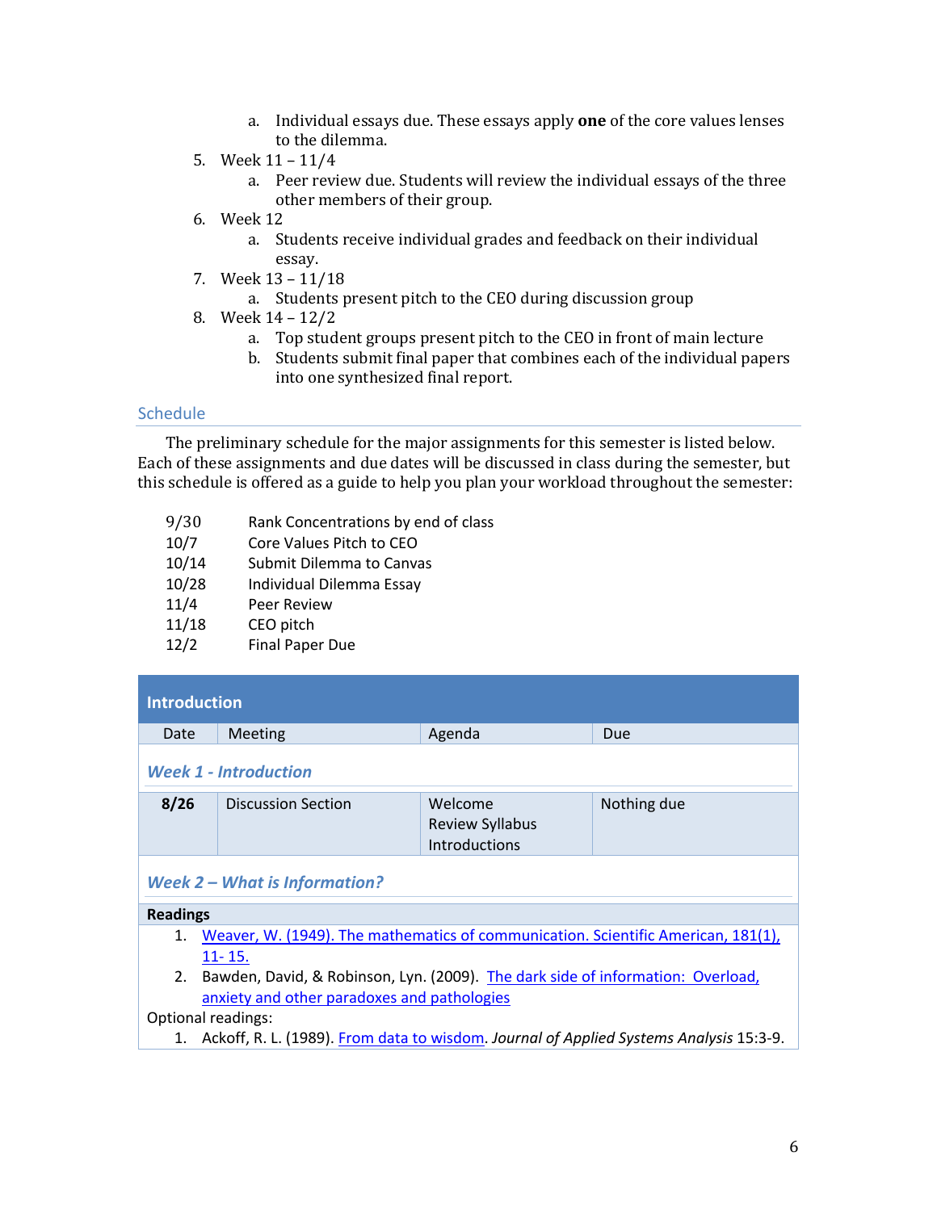a. Individual essays due. These essays apply **one** of the core values lenses to the dilemma.
5. Week 11 – 11/4
   a. Peer review due. Students will review the individual essays of the three other members of their group.
6. Week 12
   a. Students receive individual grades and feedback on their individual essay.
7. Week 13 – 11/18
   a. Students present pitch to the CEO during discussion group
8. Week 14 – 12/2
   a. Top student groups present pitch to the CEO in front of main lecture
   b. Students submit final paper that combines each of the individual papers into one synthesized final report.

## Schedule

The preliminary schedule for the major assignments for this semester is listed below. Each of these assignments and due dates will be discussed in class during the semester, but this schedule is offered as a guide to help you plan your workload throughout the semester:

| | |
|---|---|
| 9/30 | Rank Concentrations by end of class |
| 10/7 | Core Values Pitch to CEO |
| 10/14 | Submit Dilemma to Canvas |
| 10/28 | Individual Dilemma Essay |
| 11/4 | Peer Review |
| 11/18 | CEO pitch |
| 12/2 | Final Paper Due |

## Introduction

| Date | Meeting | Agenda | Due |
|---|---|---|---|
| ***Week 1 - Introduction*** | | | |
| **8/26** | Discussion Section | Welcome<br>Review Syllabus<br>Introductions | Nothing due |

### *Week 2 – What is Information?*

**Readings**

1. Weaver, W. (1949). The mathematics of communication. Scientific American, 181(1), 11- 15.
2. Bawden, David, & Robinson, Lyn. (2009). The dark side of information: Overload, anxiety and other paradoxes and pathologies

Optional readings:

1. Ackoff, R. L. (1989). From data to wisdom. *Journal of Applied Systems Analysis* 15:3-9.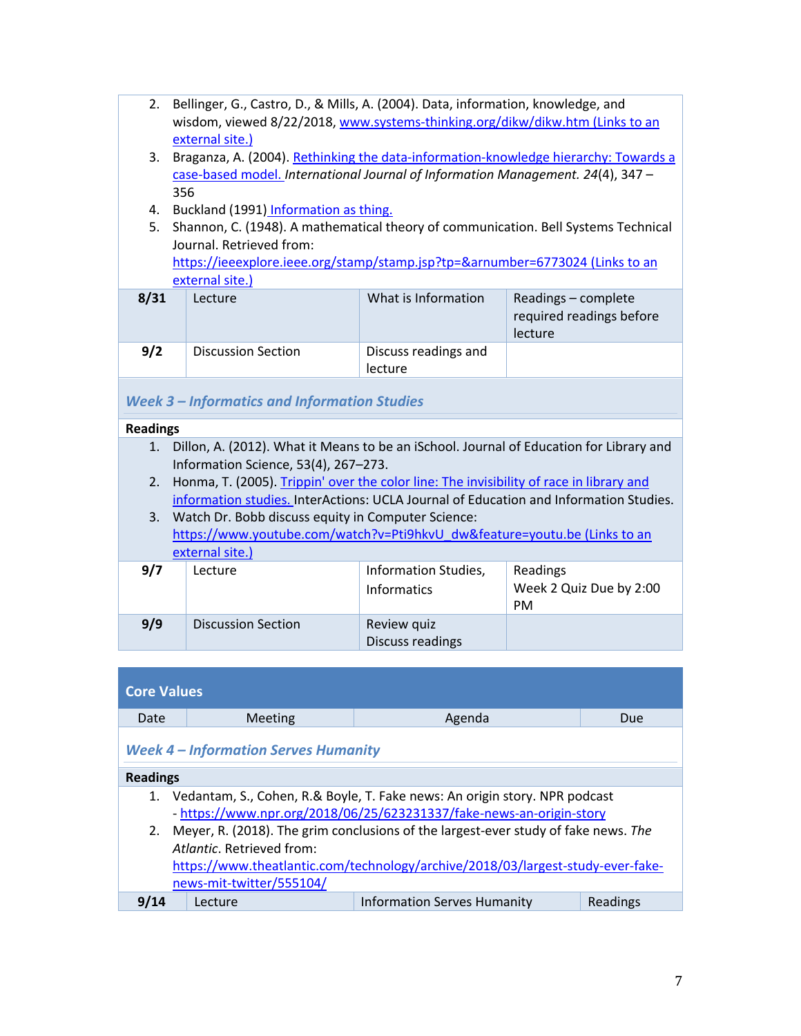2. Bellinger, G., Castro, D., & Mills, A. (2004). Data, information, knowledge, and wisdom, viewed 8/22/2018, www.systems-thinking.org/dikw/dikw.htm (Links to an external site.)
3. Braganza, A. (2004). Rethinking the data-information-knowledge hierarchy: Towards a case-based model. *International Journal of Information Management. 24*(4), 347 – 356
4. Buckland (1991) Information as thing.
5. Shannon, C. (1948). A mathematical theory of communication. Bell Systems Technical Journal. Retrieved from: https://ieeexplore.ieee.org/stamp/stamp.jsp?tp=&arnumber=6773024 (Links to an external site.)

| | | | |
|---|---|---|---|
| **8/31** | Lecture | What is Information | Readings – complete required readings before lecture |
| **9/2** | Discussion Section | Discuss readings and lecture | |

### *Week 3 – Informatics and Information Studies*

**Readings**

1. Dillon, A. (2012). What it Means to be an iSchool. Journal of Education for Library and Information Science, 53(4), 267–273.
2. Honma, T. (2005). Trippin' over the color line: The invisibility of race in library and information studies. InterActions: UCLA Journal of Education and Information Studies.
3. Watch Dr. Bobb discuss equity in Computer Science: https://www.youtube.com/watch?v=Pti9hkvU_dw&feature=youtu.be (Links to an external site.)

| | | | |
|---|---|---|---|
| **9/7** | Lecture | Information Studies, Informatics | Readings<br>Week 2 Quiz Due by 2:00 PM |
| **9/9** | Discussion Section | Review quiz<br>Discuss readings | |

## Core Values

| Date | Meeting | Agenda | Due |
|---|---|---|---|

### *Week 4 – Information Serves Humanity*

**Readings**

1. Vedantam, S., Cohen, R.& Boyle, T. Fake news: An origin story. NPR podcast - https://www.npr.org/2018/06/25/623231337/fake-news-an-origin-story
2. Meyer, R. (2018). The grim conclusions of the largest-ever study of fake news. *The Atlantic*. Retrieved from: https://www.theatlantic.com/technology/archive/2018/03/largest-study-ever-fake-news-mit-twitter/555104/

| | | | |
|---|---|---|---|
| **9/14** | Lecture | Information Serves Humanity | Readings |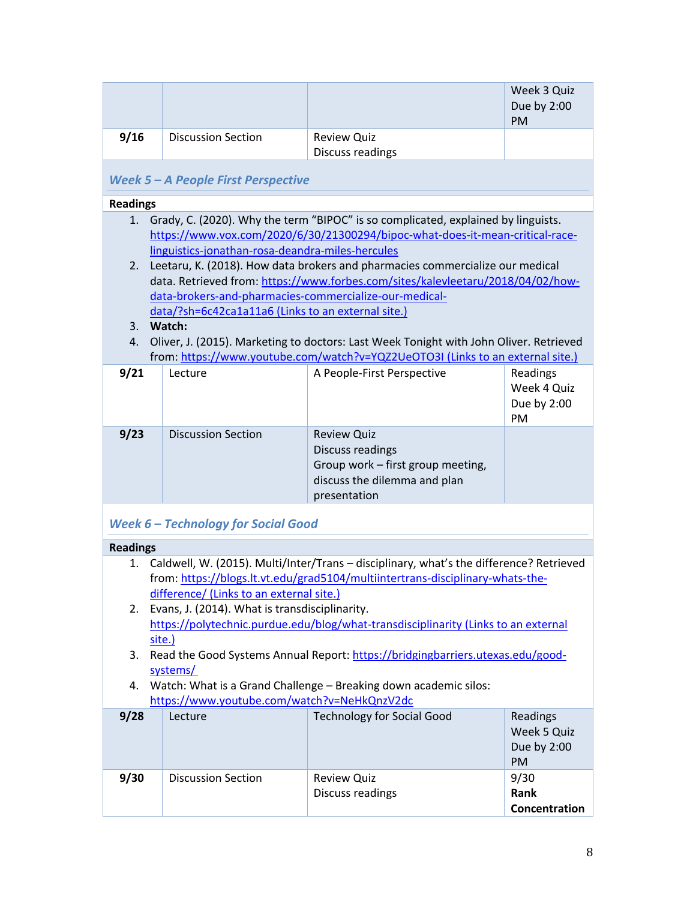| | | | Week 3 Quiz Due by 2:00 PM |
|---|---|---|---|
| **9/16** | Discussion Section | Review Quiz<br>Discuss readings | |

### *Week 5 – A People First Perspective*

**Readings**

1. Grady, C. (2020). Why the term "BIPOC" is so complicated, explained by linguists. https://www.vox.com/2020/6/30/21300294/bipoc-what-does-it-mean-critical-race-linguistics-jonathan-rosa-deandra-miles-hercules
2. Leetaru, K. (2018). How data brokers and pharmacies commercialize our medical data. Retrieved from: https://www.forbes.com/sites/kalevleetaru/2018/04/02/how-data-brokers-and-pharmacies-commercialize-our-medical-data/?sh=6c42ca1a11a6 (Links to an external site.)
3. **Watch:**
4. Oliver, J. (2015). Marketing to doctors: Last Week Tonight with John Oliver. Retrieved from: https://www.youtube.com/watch?v=YQZ2UeOTO3I (Links to an external site.)

| | | | |
|---|---|---|---|
| **9/21** | Lecture | A People-First Perspective | Readings<br>Week 4 Quiz Due by 2:00 PM |
| **9/23** | Discussion Section | Review Quiz<br>Discuss readings<br>Group work – first group meeting, discuss the dilemma and plan presentation | |

### *Week 6 – Technology for Social Good*

**Readings**

1. Caldwell, W. (2015). Multi/Inter/Trans – disciplinary, what's the difference? Retrieved from: https://blogs.lt.vt.edu/grad5104/multiintertrans-disciplinary-whats-the-difference/ (Links to an external site.)
2. Evans, J. (2014). What is transdisciplinarity. https://polytechnic.purdue.edu/blog/what-transdisciplinarity (Links to an external site.)
3. Read the Good Systems Annual Report: https://bridgingbarriers.utexas.edu/good-systems/
4. Watch: What is a Grand Challenge – Breaking down academic silos: https://www.youtube.com/watch?v=NeHkQnzV2dc

| | | | |
|---|---|---|---|
| **9/28** | Lecture | Technology for Social Good | Readings<br>Week 5 Quiz Due by 2:00 PM |
| **9/30** | Discussion Section | Review Quiz<br>Discuss readings | 9/30<br>**Rank Concentration** |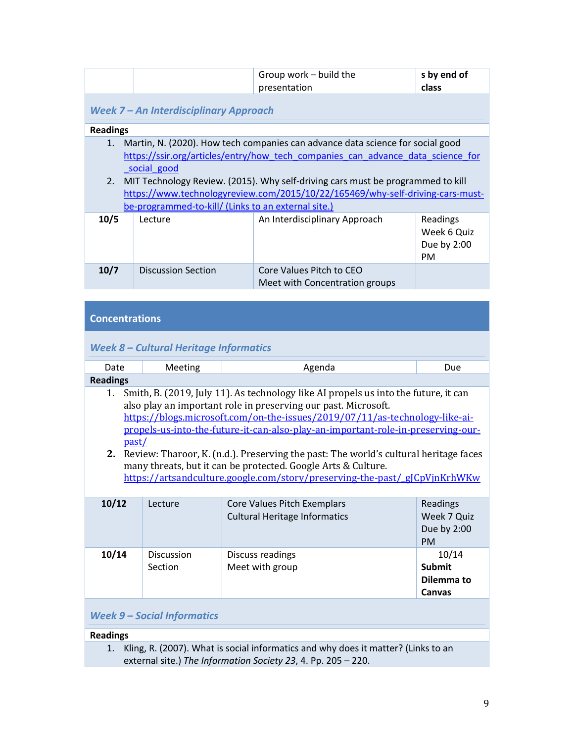| | | Group work – build the presentation | **s by end of class** |
|---|---|---|---|

### *Week 7 – An Interdisciplinary Approach*

**Readings**

1. Martin, N. (2020). How tech companies can advance data science for social good https://ssir.org/articles/entry/how_tech_companies_can_advance_data_science_for_social_good
2. MIT Technology Review. (2015). Why self-driving cars must be programmed to kill https://www.technologyreview.com/2015/10/22/165469/why-self-driving-cars-must-be-programmed-to-kill/ (Links to an external site.)

| | | | |
|---|---|---|---|
| **10/5** | Lecture | An Interdisciplinary Approach | Readings<br>Week 6 Quiz Due by 2:00 PM |
| **10/7** | Discussion Section | Core Values Pitch to CEO<br>Meet with Concentration groups | |

## Concentrations

### *Week 8 – Cultural Heritage Informatics*

| Date | Meeting | Agenda | Due |
|---|---|---|---|

**Readings**

1. Smith, B. (2019, July 11). As technology like AI propels us into the future, it can also play an important role in preserving our past. Microsoft. https://blogs.microsoft.com/on-the-issues/2019/07/11/as-technology-like-ai-propels-us-into-the-future-it-can-also-play-an-important-role-in-preserving-our-past/
2. Review: Tharoor, K. (n.d.). Preserving the past: The world's cultural heritage faces many threats, but it can be protected. Google Arts & Culture. https://artsandculture.google.com/story/preserving-the-past/_gJCpVjnKrhWKw

| Date | Meeting | Agenda | Due |
|---|---|---|---|
| **10/12** | Lecture | Core Values Pitch Exemplars<br>Cultural Heritage Informatics | Readings<br>Week 7 Quiz Due by 2:00 PM |
| **10/14** | Discussion Section | Discuss readings<br>Meet with group | 10/14<br>**Submit Dilemma to Canvas** |

### *Week 9 – Social Informatics*

**Readings**

1. Kling, R. (2007). What is social informatics and why does it matter? (Links to an external site.) *The Information Society 23*, 4. Pp. 205 – 220.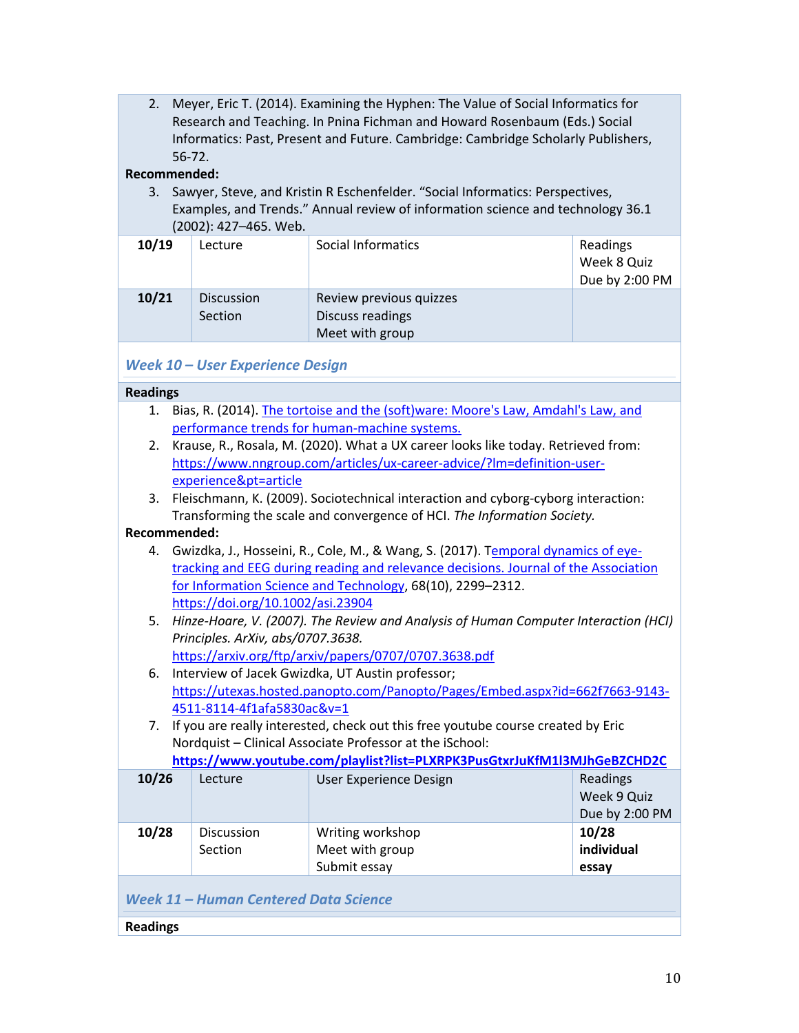2. Meyer, Eric T. (2014). Examining the Hyphen: The Value of Social Informatics for Research and Teaching. In Pnina Fichman and Howard Rosenbaum (Eds.) Social Informatics: Past, Present and Future. Cambridge: Cambridge Scholarly Publishers, 56-72.

**Recommended:**

3. Sawyer, Steve, and Kristin R Eschenfelder. "Social Informatics: Perspectives, Examples, and Trends." Annual review of information science and technology 36.1 (2002): 427–465. Web.

| | | | |
|---|---|---|---|
| **10/19** | Lecture | Social Informatics | Readings<br>Week 8 Quiz<br>Due by 2:00 PM |
| **10/21** | Discussion Section | Review previous quizzes<br>Discuss readings<br>Meet with group | |

### *Week 10 – User Experience Design*

**Readings**

1. Bias, R. (2014). The tortoise and the (soft)ware: Moore's Law, Amdahl's Law, and performance trends for human-machine systems.
2. Krause, R., Rosala, M. (2020). What a UX career looks like today. Retrieved from: https://www.nngroup.com/articles/ux-career-advice/?lm=definition-user-experience&pt=article
3. Fleischmann, K. (2009). Sociotechnical interaction and cyborg-cyborg interaction: Transforming the scale and convergence of HCI. *The Information Society.*

**Recommended:**

4. Gwizdka, J., Hosseini, R., Cole, M., & Wang, S. (2017). Temporal dynamics of eye-tracking and EEG during reading and relevance decisions. Journal of the Association for Information Science and Technology, 68(10), 2299–2312. https://doi.org/10.1002/asi.23904
5. *Hinze-Hoare, V. (2007). The Review and Analysis of Human Computer Interaction (HCI) Principles. ArXiv, abs/0707.3638.* https://arxiv.org/ftp/arxiv/papers/0707/0707.3638.pdf
6. Interview of Jacek Gwizdka, UT Austin professor; https://utexas.hosted.panopto.com/Panopto/Pages/Embed.aspx?id=662f7663-9143-4511-8114-4f1afa5830ac&v=1
7. If you are really interested, check out this free youtube course created by Eric Nordquist – Clinical Associate Professor at the iSchool: **https://www.youtube.com/playlist?list=PLXRPK3PusGtxrJuKfM1l3MJhGeBZCHD2C**

| | | | |
|---|---|---|---|
| **10/26** | Lecture | User Experience Design | Readings<br>Week 9 Quiz<br>Due by 2:00 PM |
| **10/28** | Discussion Section | Writing workshop<br>Meet with group<br>Submit essay | **10/28 individual essay** |

### *Week 11 – Human Centered Data Science*

**Readings**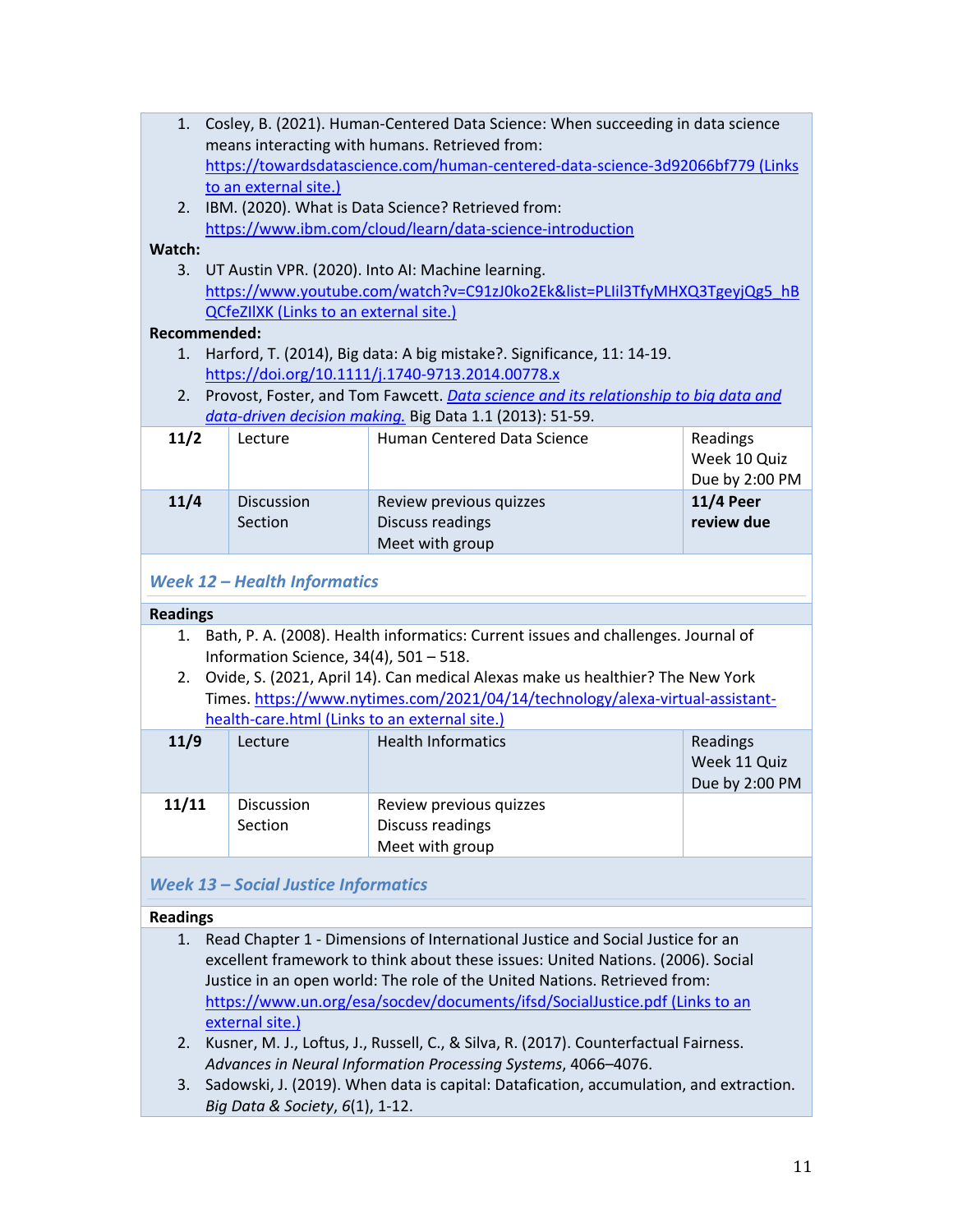1. Cosley, B. (2021). Human-Centered Data Science: When succeeding in data science means interacting with humans. Retrieved from: https://towardsdatascience.com/human-centered-data-science-3d92066bf779 (Links to an external site.)
2. IBM. (2020). What is Data Science? Retrieved from: https://www.ibm.com/cloud/learn/data-science-introduction

**Watch:**

3. UT Austin VPR. (2020). Into AI: Machine learning. https://www.youtube.com/watch?v=C91zJ0ko2Ek&list=PLIil3TfyMHXQ3TgeyjQg5_hBQCfeZIlXK (Links to an external site.)

**Recommended:**

1. Harford, T. (2014), Big data: A big mistake?. Significance, 11: 14-19. https://doi.org/10.1111/j.1740-9713.2014.00778.x
2. Provost, Foster, and Tom Fawcett. *Data science and its relationship to big data and data-driven decision making.* Big Data 1.1 (2013): 51-59.

| | | | |
|---|---|---|---|
| **11/2** | Lecture | Human Centered Data Science | Readings<br>Week 10 Quiz Due by 2:00 PM |
| **11/4** | Discussion Section | Review previous quizzes<br>Discuss readings<br>Meet with group | **11/4 Peer review due** |

### *Week 12 – Health Informatics*

**Readings**

1. Bath, P. A. (2008). Health informatics: Current issues and challenges. Journal of Information Science, 34(4), 501 – 518.
2. Ovide, S. (2021, April 14). Can medical Alexas make us healthier? The New York Times. https://www.nytimes.com/2021/04/14/technology/alexa-virtual-assistant-health-care.html (Links to an external site.)

| | | | |
|---|---|---|---|
| **11/9** | Lecture | Health Informatics | Readings<br>Week 11 Quiz Due by 2:00 PM |
| **11/11** | Discussion Section | Review previous quizzes<br>Discuss readings<br>Meet with group | |

### *Week 13 – Social Justice Informatics*

**Readings**

1. Read Chapter 1 - Dimensions of International Justice and Social Justice for an excellent framework to think about these issues: United Nations. (2006). Social Justice in an open world: The role of the United Nations. Retrieved from: https://www.un.org/esa/socdev/documents/ifsd/SocialJustice.pdf (Links to an external site.)
2. Kusner, M. J., Loftus, J., Russell, C., & Silva, R. (2017). Counterfactual Fairness. *Advances in Neural Information Processing Systems*, 4066–4076.
3. Sadowski, J. (2019). When data is capital: Datafication, accumulation, and extraction. *Big Data & Society*, *6*(1), 1-12.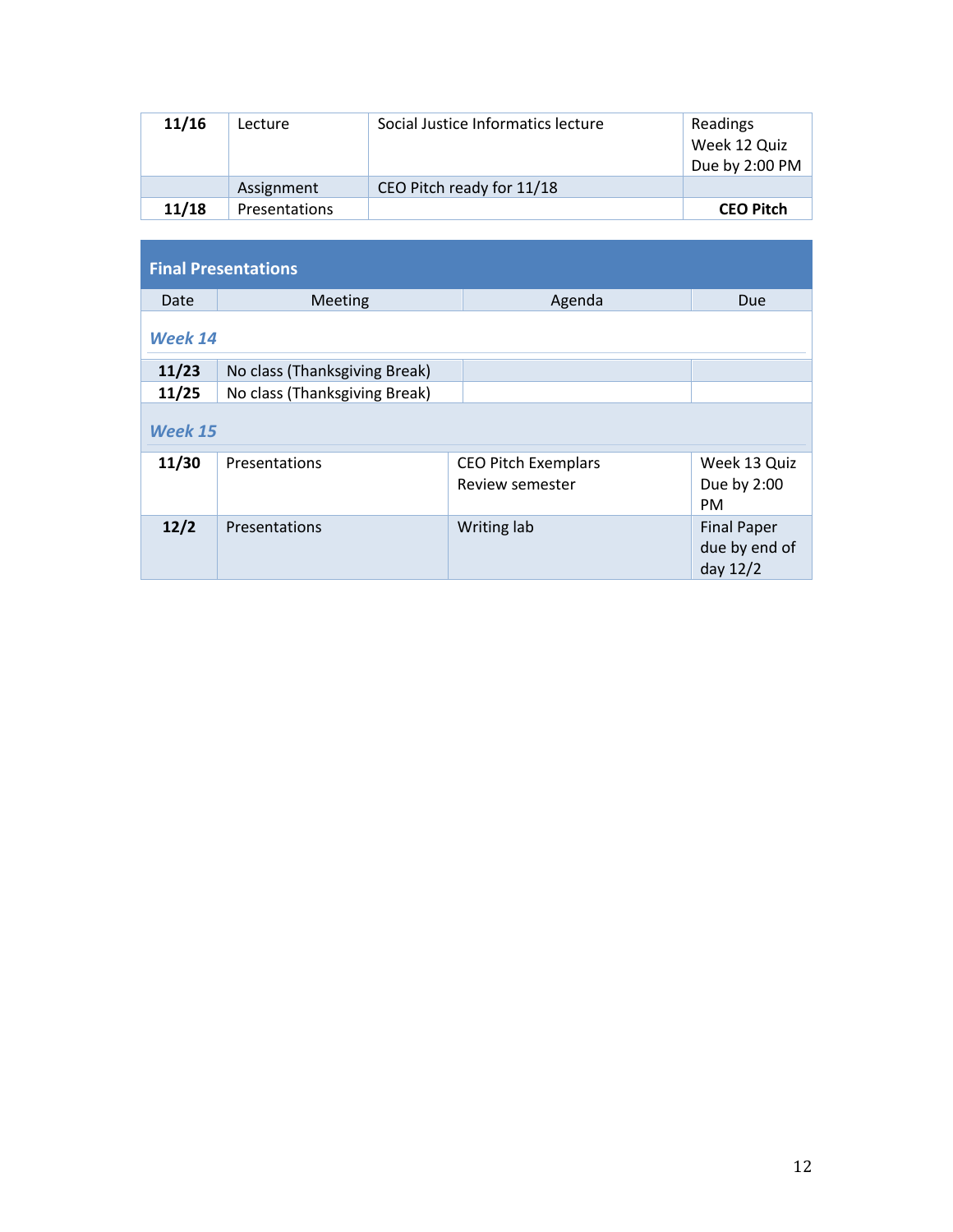| | | | |
|---|---|---|---|
| **11/16** | Lecture | Social Justice Informatics lecture | Readings<br>Week 12 Quiz<br>Due by 2:00 PM |
| | Assignment | CEO Pitch ready for 11/18 | |
| **11/18** | Presentations | | **CEO Pitch** |

## Final Presentations

| Date | Meeting | Agenda | Due |
|---|---|---|---|
| ***Week 14*** | | | |
| **11/23** | No class (Thanksgiving Break) | | |
| **11/25** | No class (Thanksgiving Break) | | |
| ***Week 15*** | | | |
| **11/30** | Presentations | CEO Pitch Exemplars<br>Review semester | Week 13 Quiz<br>Due by 2:00 PM |
| **12/2** | Presentations | Writing lab | Final Paper due by end of day 12/2 |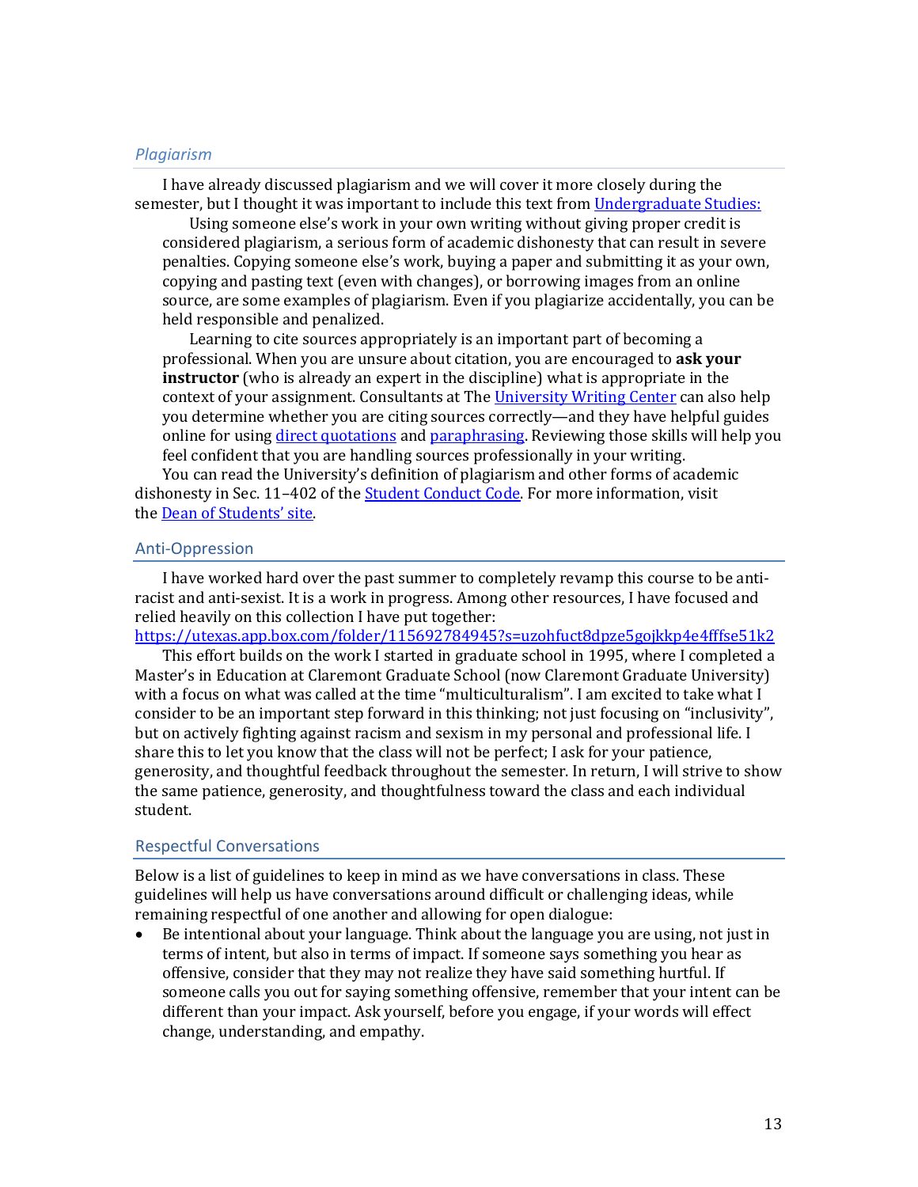### *Plagiarism*

I have already discussed plagiarism and we will cover it more closely during the semester, but I thought it was important to include this text from Undergraduate Studies:

> Using someone else's work in your own writing without giving proper credit is considered plagiarism, a serious form of academic dishonesty that can result in severe penalties. Copying someone else's work, buying a paper and submitting it as your own, copying and pasting text (even with changes), or borrowing images from an online source, are some examples of plagiarism. Even if you plagiarize accidentally, you can be held responsible and penalized.
>
> Learning to cite sources appropriately is an important part of becoming a professional. When you are unsure about citation, you are encouraged to **ask your instructor** (who is already an expert in the discipline) what is appropriate in the context of your assignment. Consultants at The University Writing Center can also help you determine whether you are citing sources correctly—and they have helpful guides online for using direct quotations and paraphrasing. Reviewing those skills will help you feel confident that you are handling sources professionally in your writing.

You can read the University's definition of plagiarism and other forms of academic dishonesty in Sec. 11–402 of the Student Conduct Code. For more information, visit the Dean of Students' site.

## Anti-Oppression

I have worked hard over the past summer to completely revamp this course to be anti-racist and anti-sexist. It is a work in progress. Among other resources, I have focused and relied heavily on this collection I have put together:
https://utexas.app.box.com/folder/115692784945?s=uzohfuct8dpze5gojkkp4e4fffse51k2

This effort builds on the work I started in graduate school in 1995, where I completed a Master's in Education at Claremont Graduate School (now Claremont Graduate University) with a focus on what was called at the time "multiculturalism". I am excited to take what I consider to be an important step forward in this thinking; not just focusing on "inclusivity", but on actively fighting against racism and sexism in my personal and professional life. I share this to let you know that the class will not be perfect; I ask for your patience, generosity, and thoughtful feedback throughout the semester. In return, I will strive to show the same patience, generosity, and thoughtfulness toward the class and each individual student.

## Respectful Conversations

Below is a list of guidelines to keep in mind as we have conversations in class. These guidelines will help us have conversations around difficult or challenging ideas, while remaining respectful of one another and allowing for open dialogue:

- Be intentional about your language. Think about the language you are using, not just in terms of intent, but also in terms of impact. If someone says something you hear as offensive, consider that they may not realize they have said something hurtful. If someone calls you out for saying something offensive, remember that your intent can be different than your impact. Ask yourself, before you engage, if your words will effect change, understanding, and empathy.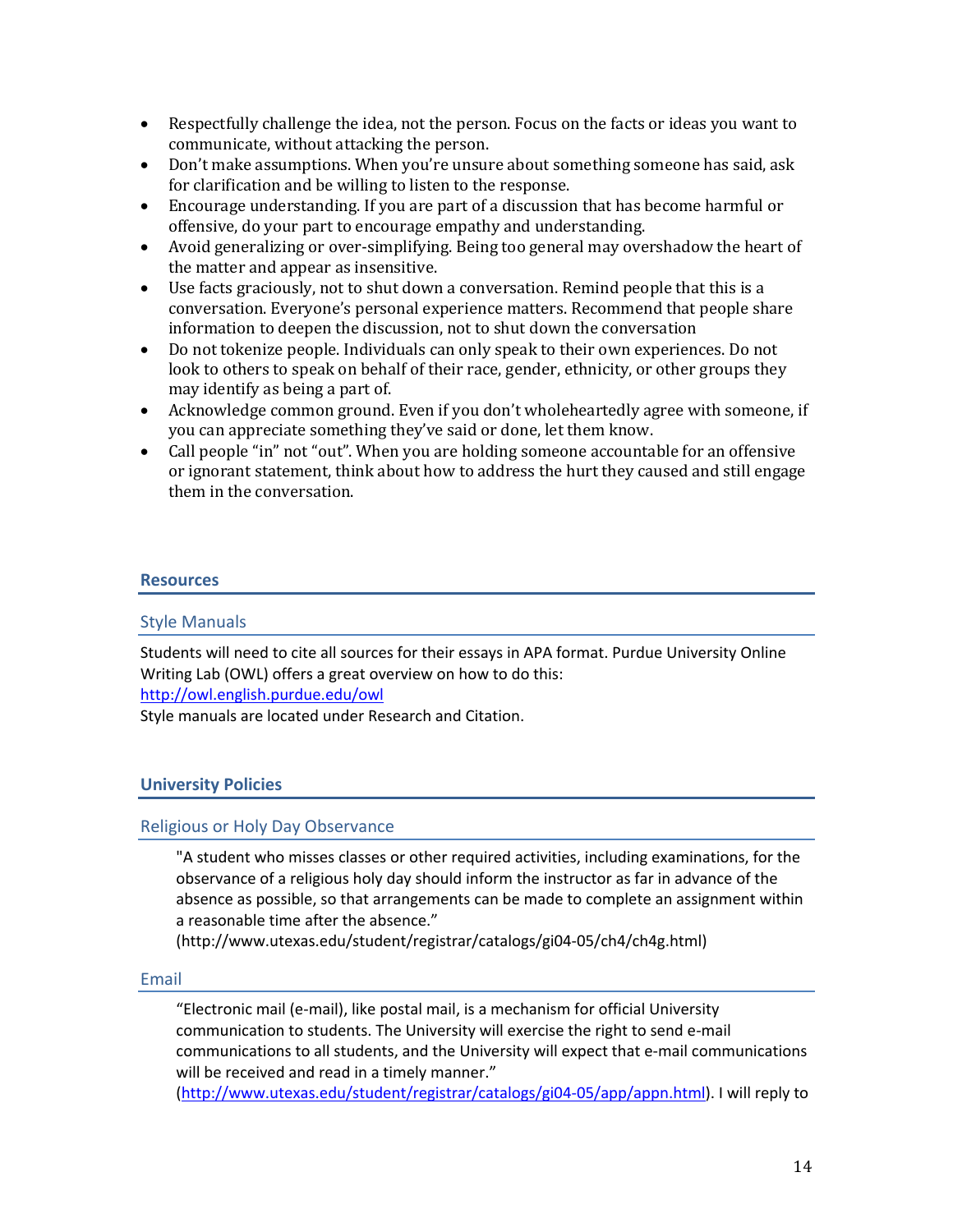- Respectfully challenge the idea, not the person. Focus on the facts or ideas you want to communicate, without attacking the person.
- Don't make assumptions. When you're unsure about something someone has said, ask for clarification and be willing to listen to the response.
- Encourage understanding. If you are part of a discussion that has become harmful or offensive, do your part to encourage empathy and understanding.
- Avoid generalizing or over-simplifying. Being too general may overshadow the heart of the matter and appear as insensitive.
- Use facts graciously, not to shut down a conversation. Remind people that this is a conversation. Everyone's personal experience matters. Recommend that people share information to deepen the discussion, not to shut down the conversation
- Do not tokenize people. Individuals can only speak to their own experiences. Do not look to others to speak on behalf of their race, gender, ethnicity, or other groups they may identify as being a part of.
- Acknowledge common ground. Even if you don't wholeheartedly agree with someone, if you can appreciate something they've said or done, let them know.
- Call people "in" not "out". When you are holding someone accountable for an offensive or ignorant statement, think about how to address the hurt they caused and still engage them in the conversation.

## Resources

### Style Manuals

Students will need to cite all sources for their essays in APA format. Purdue University Online Writing Lab (OWL) offers a great overview on how to do this:
http://owl.english.purdue.edu/owl
Style manuals are located under Research and Citation.

## University Policies

### Religious or Holy Day Observance

> "A student who misses classes or other required activities, including examinations, for the observance of a religious holy day should inform the instructor as far in advance of the absence as possible, so that arrangements can be made to complete an assignment within a reasonable time after the absence."
> (http://www.utexas.edu/student/registrar/catalogs/gi04-05/ch4/ch4g.html)

### Email

> "Electronic mail (e-mail), like postal mail, is a mechanism for official University communication to students. The University will exercise the right to send e-mail communications to all students, and the University will expect that e-mail communications will be received and read in a timely manner."
> (http://www.utexas.edu/student/registrar/catalogs/gi04-05/app/appn.html). I will reply to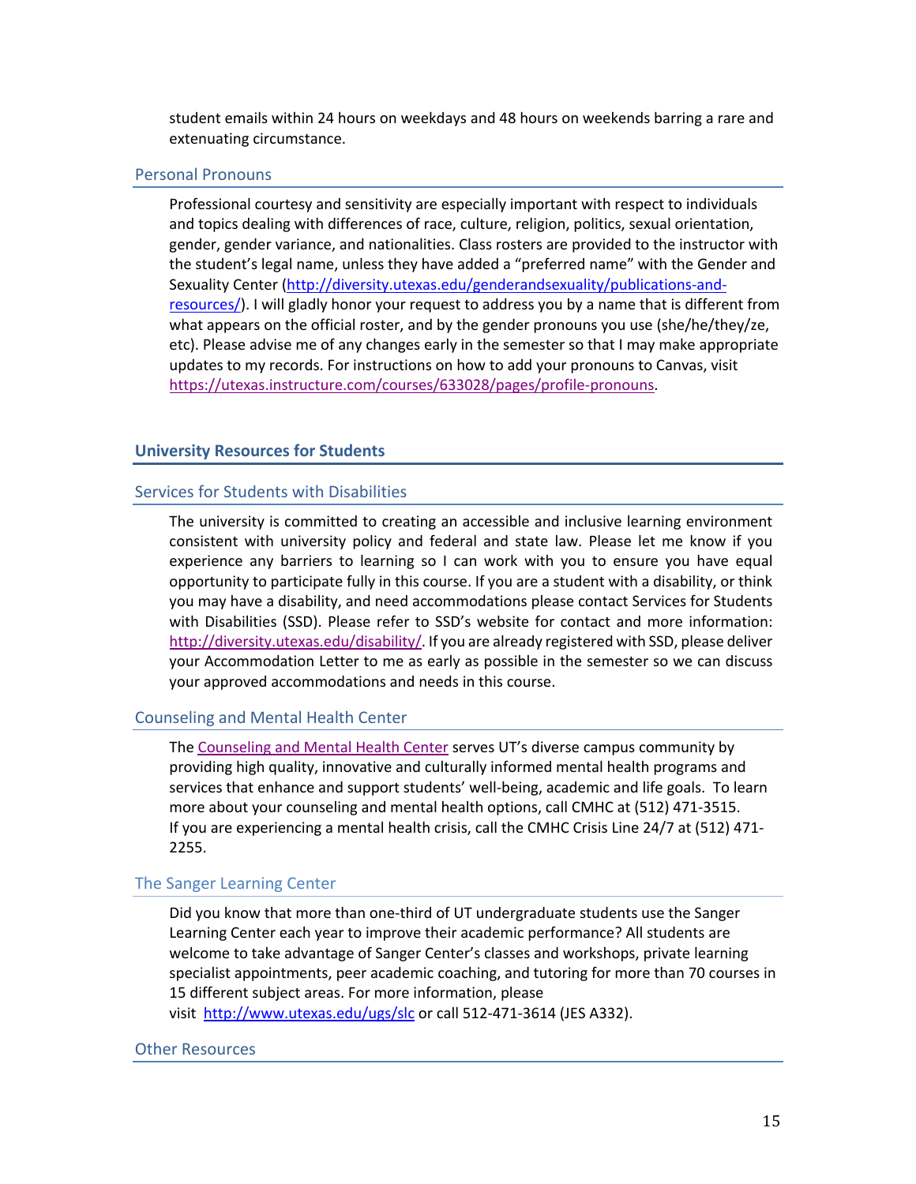student emails within 24 hours on weekdays and 48 hours on weekends barring a rare and extenuating circumstance.

### Personal Pronouns

Professional courtesy and sensitivity are especially important with respect to individuals and topics dealing with differences of race, culture, religion, politics, sexual orientation, gender, gender variance, and nationalities. Class rosters are provided to the instructor with the student's legal name, unless they have added a "preferred name" with the Gender and Sexuality Center (http://diversity.utexas.edu/genderandsexuality/publications-and-resources/). I will gladly honor your request to address you by a name that is different from what appears on the official roster, and by the gender pronouns you use (she/he/they/ze, etc). Please advise me of any changes early in the semester so that I may make appropriate updates to my records. For instructions on how to add your pronouns to Canvas, visit https://utexas.instructure.com/courses/633028/pages/profile-pronouns.

## University Resources for Students

### Services for Students with Disabilities

The university is committed to creating an accessible and inclusive learning environment consistent with university policy and federal and state law. Please let me know if you experience any barriers to learning so I can work with you to ensure you have equal opportunity to participate fully in this course. If you are a student with a disability, or think you may have a disability, and need accommodations please contact Services for Students with Disabilities (SSD). Please refer to SSD's website for contact and more information: http://diversity.utexas.edu/disability/. If you are already registered with SSD, please deliver your Accommodation Letter to me as early as possible in the semester so we can discuss your approved accommodations and needs in this course.

### Counseling and Mental Health Center

The Counseling and Mental Health Center serves UT's diverse campus community by providing high quality, innovative and culturally informed mental health programs and services that enhance and support students' well-being, academic and life goals. To learn more about your counseling and mental health options, call CMHC at (512) 471-3515. If you are experiencing a mental health crisis, call the CMHC Crisis Line 24/7 at (512) 471-2255.

### The Sanger Learning Center

Did you know that more than one-third of UT undergraduate students use the Sanger Learning Center each year to improve their academic performance? All students are welcome to take advantage of Sanger Center's classes and workshops, private learning specialist appointments, peer academic coaching, and tutoring for more than 70 courses in 15 different subject areas. For more information, please visit http://www.utexas.edu/ugs/slc or call 512-471-3614 (JES A332).

### Other Resources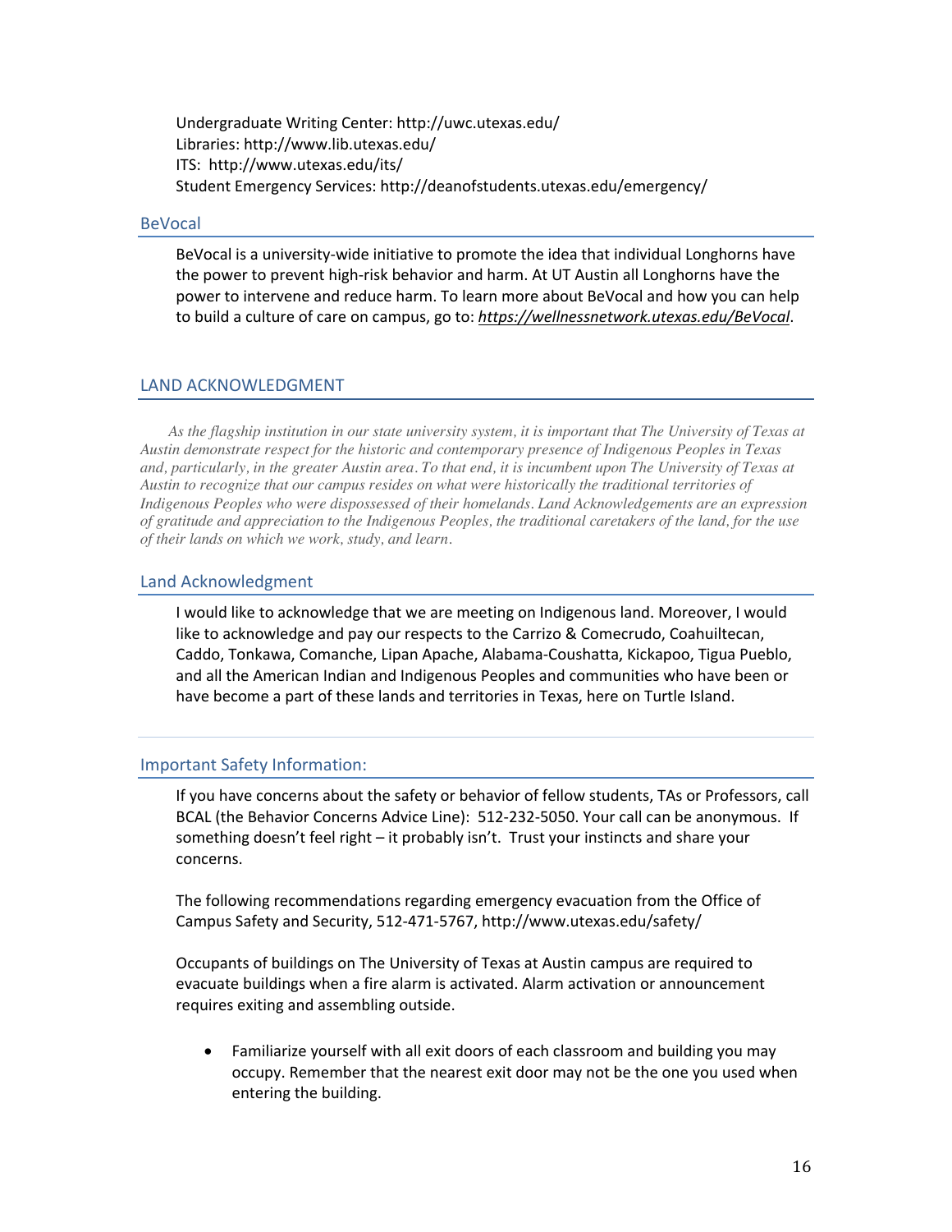Undergraduate Writing Center: http://uwc.utexas.edu/
Libraries: http://www.lib.utexas.edu/
ITS: http://www.utexas.edu/its/
Student Emergency Services: http://deanofstudents.utexas.edu/emergency/

## BeVocal

BeVocal is a university-wide initiative to promote the idea that individual Longhorns have the power to prevent high-risk behavior and harm. At UT Austin all Longhorns have the power to intervene and reduce harm. To learn more about BeVocal and how you can help to build a culture of care on campus, go to: ***https://wellnessnetwork.utexas.edu/BeVocal***.

## LAND ACKNOWLEDGMENT

*As the flagship institution in our state university system, it is important that The University of Texas at Austin demonstrate respect for the historic and contemporary presence of Indigenous Peoples in Texas and, particularly, in the greater Austin area. To that end, it is incumbent upon The University of Texas at Austin to recognize that our campus resides on what were historically the traditional territories of Indigenous Peoples who were dispossessed of their homelands. Land Acknowledgements are an expression of gratitude and appreciation to the Indigenous Peoples, the traditional caretakers of the land, for the use of their lands on which we work, study, and learn.*

## Land Acknowledgment

I would like to acknowledge that we are meeting on Indigenous land. Moreover, I would like to acknowledge and pay our respects to the Carrizo & Comecrudo, Coahuiltecan, Caddo, Tonkawa, Comanche, Lipan Apache, Alabama-Coushatta, Kickapoo, Tigua Pueblo, and all the American Indian and Indigenous Peoples and communities who have been or have become a part of these lands and territories in Texas, here on Turtle Island.

---

## Important Safety Information:

If you have concerns about the safety or behavior of fellow students, TAs or Professors, call BCAL (the Behavior Concerns Advice Line): 512-232-5050. Your call can be anonymous. If something doesn't feel right – it probably isn't. Trust your instincts and share your concerns.

The following recommendations regarding emergency evacuation from the Office of Campus Safety and Security, 512-471-5767, http://www.utexas.edu/safety/

Occupants of buildings on The University of Texas at Austin campus are required to evacuate buildings when a fire alarm is activated. Alarm activation or announcement requires exiting and assembling outside.

- Familiarize yourself with all exit doors of each classroom and building you may occupy. Remember that the nearest exit door may not be the one you used when entering the building.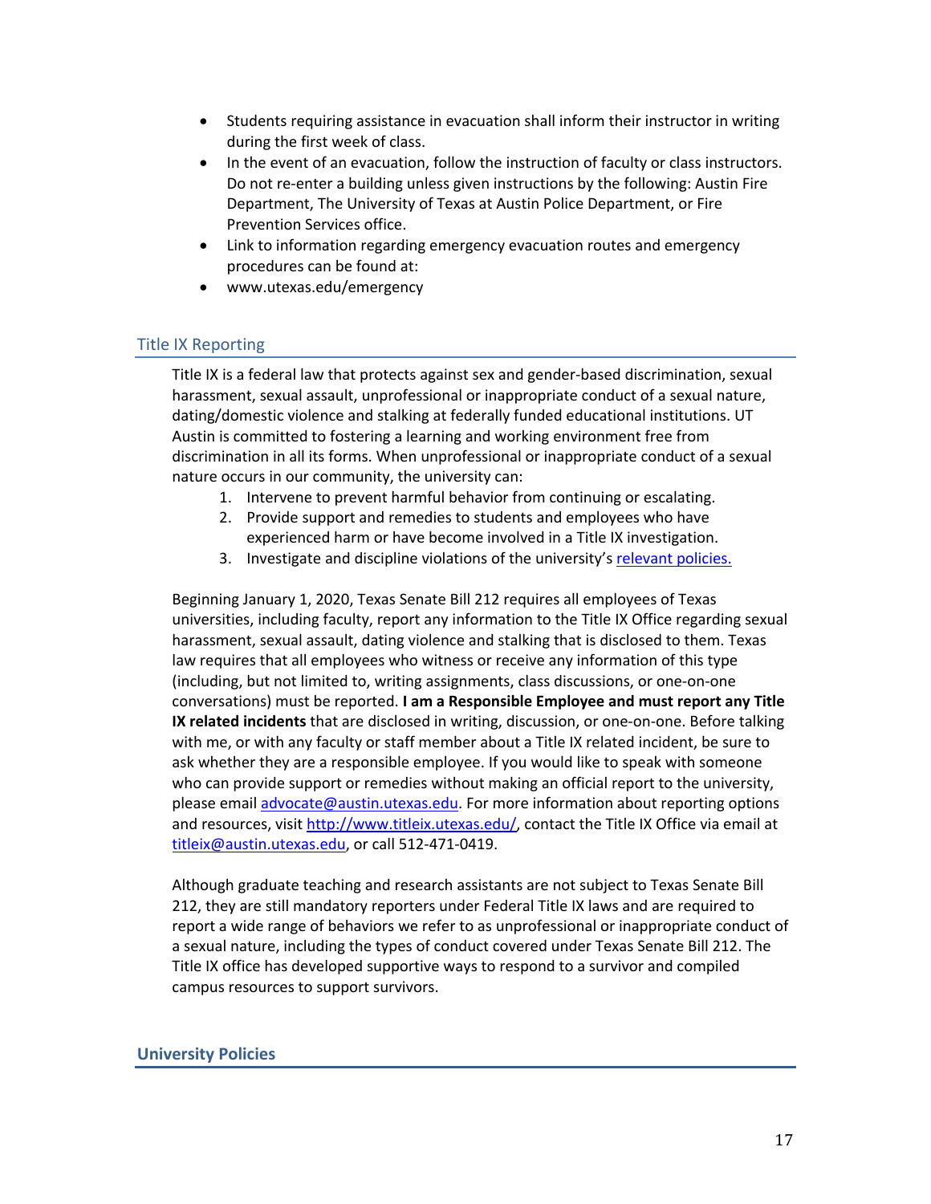- Students requiring assistance in evacuation shall inform their instructor in writing during the first week of class.
- In the event of an evacuation, follow the instruction of faculty or class instructors. Do not re-enter a building unless given instructions by the following: Austin Fire Department, The University of Texas at Austin Police Department, or Fire Prevention Services office.
- Link to information regarding emergency evacuation routes and emergency procedures can be found at:
- www.utexas.edu/emergency

## Title IX Reporting

Title IX is a federal law that protects against sex and gender-based discrimination, sexual harassment, sexual assault, unprofessional or inappropriate conduct of a sexual nature, dating/domestic violence and stalking at federally funded educational institutions. UT Austin is committed to fostering a learning and working environment free from discrimination in all its forms. When unprofessional or inappropriate conduct of a sexual nature occurs in our community, the university can:

1. Intervene to prevent harmful behavior from continuing or escalating.
2. Provide support and remedies to students and employees who have experienced harm or have become involved in a Title IX investigation.
3. Investigate and discipline violations of the university's relevant policies.

Beginning January 1, 2020, Texas Senate Bill 212 requires all employees of Texas universities, including faculty, report any information to the Title IX Office regarding sexual harassment, sexual assault, dating violence and stalking that is disclosed to them. Texas law requires that all employees who witness or receive any information of this type (including, but not limited to, writing assignments, class discussions, or one-on-one conversations) must be reported. **I am a Responsible Employee and must report any Title IX related incidents** that are disclosed in writing, discussion, or one-on-one. Before talking with me, or with any faculty or staff member about a Title IX related incident, be sure to ask whether they are a responsible employee. If you would like to speak with someone who can provide support or remedies without making an official report to the university, please email advocate@austin.utexas.edu. For more information about reporting options and resources, visit http://www.titleix.utexas.edu/, contact the Title IX Office via email at titleix@austin.utexas.edu, or call 512-471-0419.

Although graduate teaching and research assistants are not subject to Texas Senate Bill 212, they are still mandatory reporters under Federal Title IX laws and are required to report a wide range of behaviors we refer to as unprofessional or inappropriate conduct of a sexual nature, including the types of conduct covered under Texas Senate Bill 212. The Title IX office has developed supportive ways to respond to a survivor and compiled campus resources to support survivors.

## University Policies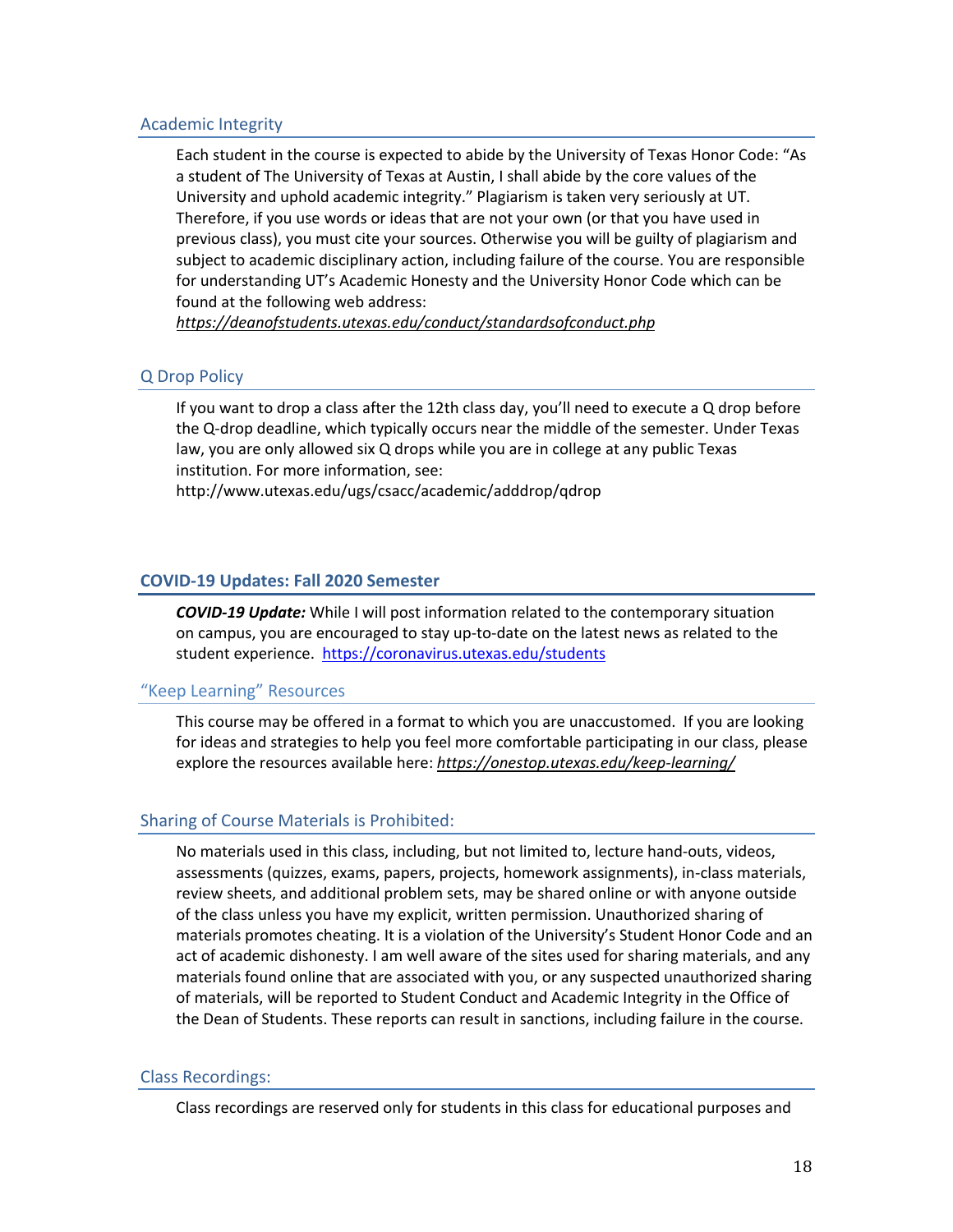## Academic Integrity

Each student in the course is expected to abide by the University of Texas Honor Code: "As a student of The University of Texas at Austin, I shall abide by the core values of the University and uphold academic integrity." Plagiarism is taken very seriously at UT. Therefore, if you use words or ideas that are not your own (or that you have used in previous class), you must cite your sources. Otherwise you will be guilty of plagiarism and subject to academic disciplinary action, including failure of the course. You are responsible for understanding UT's Academic Honesty and the University Honor Code which can be found at the following web address:
*https://deanofstudents.utexas.edu/conduct/standardsofconduct.php*

## Q Drop Policy

If you want to drop a class after the 12th class day, you'll need to execute a Q drop before the Q-drop deadline, which typically occurs near the middle of the semester. Under Texas law, you are only allowed six Q drops while you are in college at any public Texas institution. For more information, see:
http://www.utexas.edu/ugs/csacc/academic/adddrop/qdrop

## COVID-19 Updates: Fall 2020 Semester

***COVID-19 Update:*** While I will post information related to the contemporary situation on campus, you are encouraged to stay up-to-date on the latest news as related to the student experience. https://coronavirus.utexas.edu/students

## "Keep Learning" Resources

This course may be offered in a format to which you are unaccustomed. If you are looking for ideas and strategies to help you feel more comfortable participating in our class, please explore the resources available here: *https://onestop.utexas.edu/keep-learning/*

## Sharing of Course Materials is Prohibited:

No materials used in this class, including, but not limited to, lecture hand-outs, videos, assessments (quizzes, exams, papers, projects, homework assignments), in-class materials, review sheets, and additional problem sets, may be shared online or with anyone outside of the class unless you have my explicit, written permission. Unauthorized sharing of materials promotes cheating. It is a violation of the University's Student Honor Code and an act of academic dishonesty. I am well aware of the sites used for sharing materials, and any materials found online that are associated with you, or any suspected unauthorized sharing of materials, will be reported to Student Conduct and Academic Integrity in the Office of the Dean of Students. These reports can result in sanctions, including failure in the course.

## Class Recordings:

Class recordings are reserved only for students in this class for educational purposes and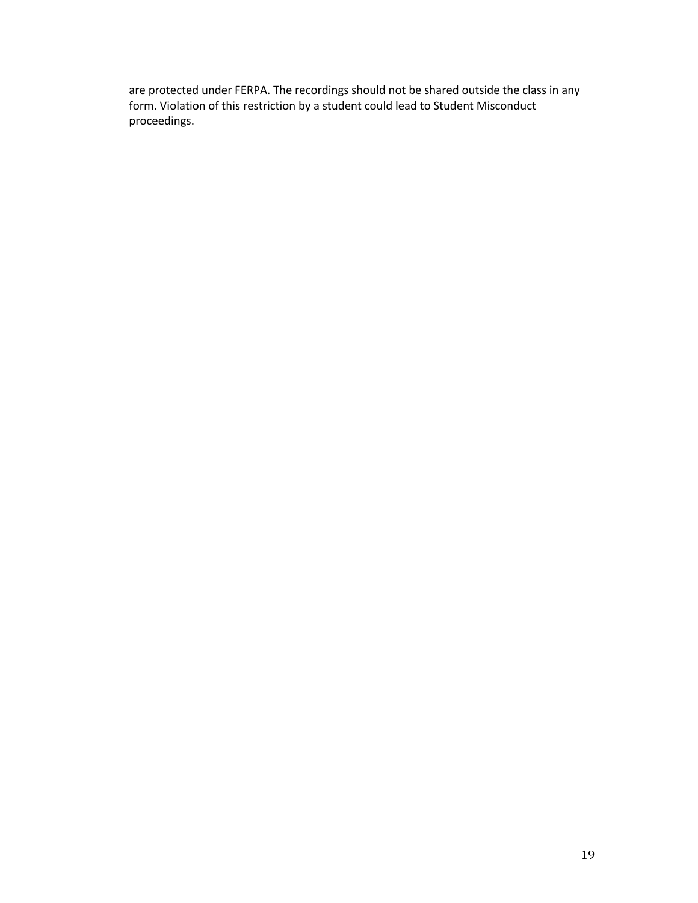are protected under FERPA. The recordings should not be shared outside the class in any form. Violation of this restriction by a student could lead to Student Misconduct proceedings.